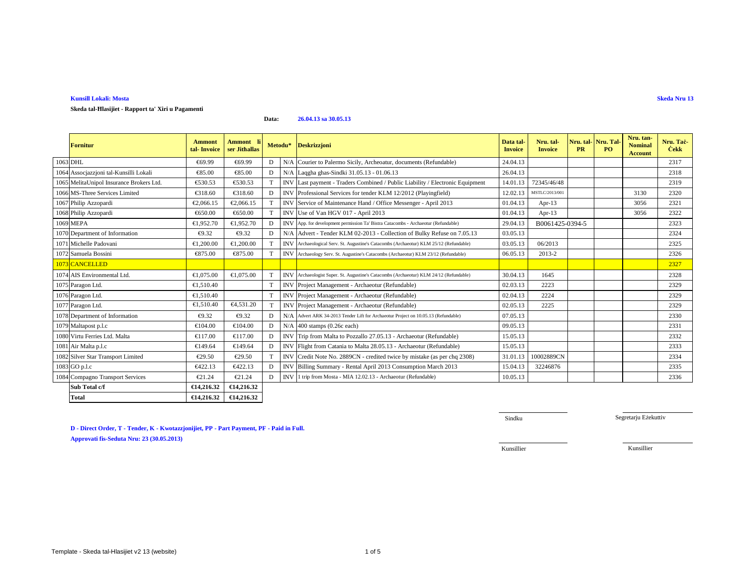**Kunsill Lokali: Mosta**

**Skeda Nru 13**

**Skeda tal-Ħlasijiet - Rapport ta' Xiri u Pagamenti**

**Data:** **26.04.13 sa 30.05.13**

| | Fornitur | Ammont tal- Invoice | Ammont li ser Jithallas | Metodu* | | Deskrizzjoni | Data tal-Invoice | Nru. tal-Invoice | Nru. tal-PR | Nru. Tal-PO | Nru. tan-Nominal Account | Nru. Taċ-Ċekk |
|---|---|---|---|---|---|---|---|---|---|---|---|---|
| 1063 | DHL | €69.99 | €69.99 | D | N/A | Courier to Palermo Sicily, Archeoatur, documents (Refundable) | 24.04.13 | | | | | 2317 |
| 1064 | Assocjazzjoni tal-Kunsilli Lokali | €85.00 | €85.00 | D | N/A | Laqgha ghas-Sindki 31.05.13 - 01.06.13 | 26.04.13 | | | | | 2318 |
| 1065 | MelitaUnipol Insurance Brokers Ltd. | €530.53 | €530.53 | T | INV | Last payment - Traders Combined / Public Liability / Electronic Equipment | 14.01.13 | 72345/46/48 | | | | 2319 |
| 1066 | MS-Three Services Limited | €318.60 | €318.60 | D | INV | Professional Services for tender KLM 12/2012 (Playingfield) | 12.02.13 | MSTLC/2013/001 | | | 3130 | 2320 |
| 1067 | Philip Azzopardi | €2,066.15 | €2,066.15 | T | INV | Service of Maintenance Hand / Office Messenger - April 2013 | 01.04.13 | Apr-13 | | | 3056 | 2321 |
| 1068 | Philip Azzopardi | €650.00 | €650.00 | T | INV | Use of Van HGV 017 - April 2013 | 01.04.13 | Apr-13 | | | 3056 | 2322 |
| 1069 | MEPA | €1,952.70 | €1,952.70 | D | INV | App. for development permission Ta' Bistra Catacombs - Archaeotur (Refundable) | 29.04.13 | B0061425-0394-5 | | | | 2323 |
| 1070 | Department of Information | €9.32 | €9.32 | D | N/A | Advert - Tender KLM 02-2013 - Collection of Bulky Refuse on 7.05.13 | 03.05.13 | | | | | 2324 |
| 1071 | Michelle Padovani | €1,200.00 | €1,200.00 | T | INV | Archaeological Serv. St. Augustine's Catacombs (Archaeotur) KLM 25/12 (Refundable) | 03.05.13 | 06/2013 | | | | 2325 |
| 1072 | Samuela Bossini | €875.00 | €875.00 | T | INV | Archaeology Serv. St. Augustine's Catacombs (Archaeotur) KLM 23/12 (Refundable) | 06.05.13 | 2013-2 | | | | 2326 |
| 1073 | CANCELLED | | | | | | | | | | | 2327 |
| 1074 | AIS Environmental Ltd. | €1,075.00 | €1,075.00 | T | INV | Archaeologist Super. St. Augustine's Catacombs (Archaeotur) KLM 24/12 (Refundable) | 30.04.13 | 1645 | | | | 2328 |
| 1075 | Paragon Ltd. | €1,510.40 | | T | INV | Project Management - Archaeotur (Refundable) | 02.03.13 | 2223 | | | | 2329 |
| 1076 | Paragon Ltd. | €1,510.40 | | T | INV | Project Management - Archaeotur (Refundable) | 02.04.13 | 2224 | | | | 2329 |
| 1077 | Paragon Ltd. | €1,510.40 | €4,531.20 | T | INV | Project Management - Archaeotur (Refundable) | 02.05.13 | 2225 | | | | 2329 |
| 1078 | Department of Information | €9.32 | €9.32 | D | N/A | Advert ARK 34-2013 Tender Lift for Archaeotur Project on 10.05.13 (Refundable) | 07.05.13 | | | | | 2330 |
| 1079 | Maltapost p.l.c | €104.00 | €104.00 | D | N/A | 400 stamps (0.26c each) | 09.05.13 | | | | | 2331 |
| 1080 | Virtu Ferries Ltd. Malta | €117.00 | €117.00 | D | INV | Trip from Malta to Pozzallo 27.05.13 - Archaeotur (Refundable) | 15.05.13 | | | | | 2332 |
| 1081 | Air Malta p.l.c | €149.64 | €149.64 | D | INV | Flight from Catania to Malta 28.05.13 - Archaeotur (Refundable) | 15.05.13 | | | | | 2333 |
| 1082 | Silver Star Transport Limited | €29.50 | €29.50 | T | INV | Credit Note No. 2889CN - credited twice by mistake (as per chq 2308) | 31.01.13 | 10002889CN | | | | 2334 |
| 1083 | GO p.l.c | €422.13 | €422.13 | D | INV | Billing Summary - Rental April 2013 Consumption March 2013 | 15.04.13 | 32246876 | | | | 2335 |
| 1084 | Compagno Transport Services | €21.24 | €21.24 | D | INV | 1 trip from Mosta - MIA 12.02.13 - Archaeotur (Refundable) | 10.05.13 | | | | | 2336 |
| | **Sub Total c/f** | **€14,216.32** | **€14,216.32** | | | | | | | | | |
| | **Total** | **€14,216.32** | **€14,216.32** | | | | | | | | | |

**D - Direct Order, T - Tender, K - Kwotazzjonijiet, PP - Part Payment, PF - Paid in Full.**

**Approvati fis-Seduta Nru: 23 (30.05.2013)**

Sindku

Segretarju Eżekuttiv

Kunsillier

Kunsillier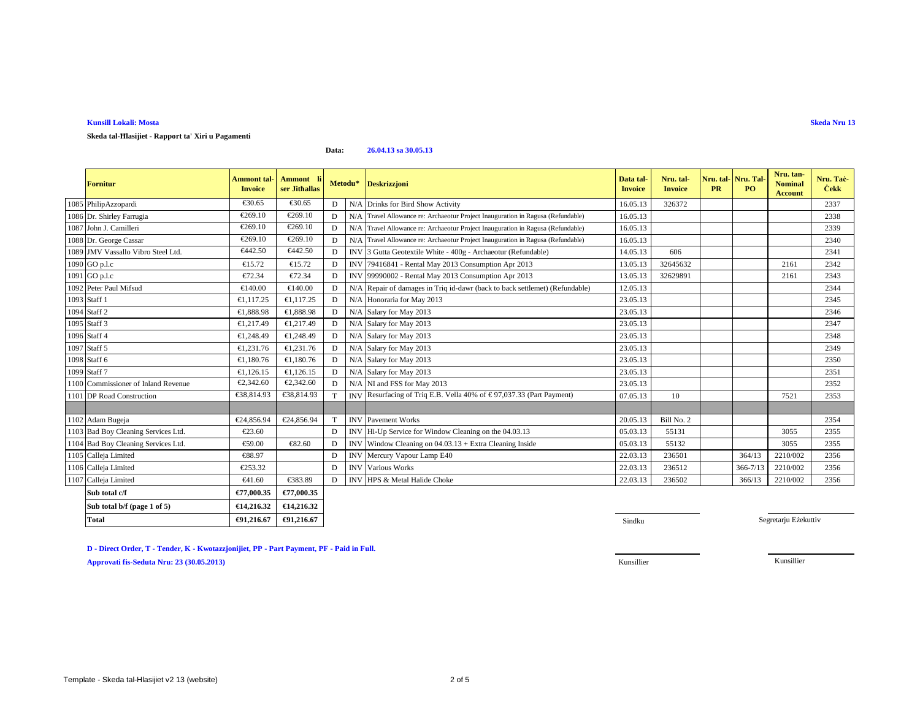**Kunsill Lokali: Mosta**

**Skeda Nru 13**

**Skeda tal-Ħlasijiet - Rapport ta' Xiri u Pagamenti**

**Data:** **26.04.13 sa 30.05.13**

| | Fornitur | Ammont tal-Invoice | Ammont li ser Jithallas | Metodu* | | Deskrizzjoni | Data tal-Invoice | Nru. tal-Invoice | Nru. tal-PR | Nru. Tal-PO | Nru. tan-Nominal Account | Nru. Taċ-Ċekk |
|---|---|---|---|---|---|---|---|---|---|---|---|---|
| 1085 | PhilipAzzopardi | €30.65 | €30.65 | D | N/A | Drinks for Bird Show Activity | 16.05.13 | 326372 | | | | 2337 |
| 1086 | Dr. Shirley Farrugia | €269.10 | €269.10 | D | N/A | Travel Allowance re: Archaeotur Project Inauguration in Ragusa (Refundable) | 16.05.13 | | | | | 2338 |
| 1087 | John J. Camilleri | €269.10 | €269.10 | D | N/A | Travel Allowance re: Archaeotur Project Inauguration in Ragusa (Refundable) | 16.05.13 | | | | | 2339 |
| 1088 | Dr. George Cassar | €269.10 | €269.10 | D | N/A | Travel Allowance re: Archaeotur Project Inauguration in Ragusa (Refundable) | 16.05.13 | | | | | 2340 |
| 1089 | JMV Vassallo Vibro Steel Ltd. | €442.50 | €442.50 | D | INV | 3 Gutta Geotextile White - 400g - Archaeotur (Refundable) | 14.05.13 | 606 | | | | 2341 |
| 1090 | GO p.l.c | €15.72 | €15.72 | D | INV | 79416841 - Rental May 2013 Consumption Apr 2013 | 13.05.13 | 32645632 | | | 2161 | 2342 |
| 1091 | GO p.l.c | €72.34 | €72.34 | D | INV | 99990002 - Rental May 2013 Consumption Apr 2013 | 13.05.13 | 32629891 | | | 2161 | 2343 |
| 1092 | Peter Paul Mifsud | €140.00 | €140.00 | D | N/A | Repair of damages in Triq id-dawr (back to back settlemet) (Refundable) | 12.05.13 | | | | | 2344 |
| 1093 | Staff 1 | €1,117.25 | €1,117.25 | D | N/A | Honoraria for May 2013 | 23.05.13 | | | | | 2345 |
| 1094 | Staff 2 | €1,888.98 | €1,888.98 | D | N/A | Salary for May 2013 | 23.05.13 | | | | | 2346 |
| 1095 | Staff 3 | €1,217.49 | €1,217.49 | D | N/A | Salary for May 2013 | 23.05.13 | | | | | 2347 |
| 1096 | Staff 4 | €1,248.49 | €1,248.49 | D | N/A | Salary for May 2013 | 23.05.13 | | | | | 2348 |
| 1097 | Staff 5 | €1,231.76 | €1,231.76 | D | N/A | Salary for May 2013 | 23.05.13 | | | | | 2349 |
| 1098 | Staff 6 | €1,180.76 | €1,180.76 | D | N/A | Salary for May 2013 | 23.05.13 | | | | | 2350 |
| 1099 | Staff 7 | €1,126.15 | €1,126.15 | D | N/A | Salary for May 2013 | 23.05.13 | | | | | 2351 |
| 1100 | Commissioner of Inland Revenue | €2,342.60 | €2,342.60 | D | N/A | NI and FSS for May 2013 | 23.05.13 | | | | | 2352 |
| 1101 | DP Road Construction | €38,814.93 | €38,814.93 | T | INV | Resurfacing of Triq E.B. Vella 40% of € 97,037.33 (Part Payment) | 07.05.13 | 10 | | | 7521 | 2353 |
| | | | | | | | | | | | | |
| 1102 | Adam Bugeja | €24,856.94 | €24,856.94 | T | INV | Pavement Works | 20.05.13 | Bill No. 2 | | | | 2354 |
| 1103 | Bad Boy Cleaning Services Ltd. | €23.60 | | D | INV | Hi-Up Service for Window Cleaning on the 04.03.13 | 05.03.13 | 55131 | | | 3055 | 2355 |
| 1104 | Bad Boy Cleaning Services Ltd. | €59.00 | €82.60 | D | INV | Window Cleaning on 04.03.13 + Extra Cleaning Inside | 05.03.13 | 55132 | | | 3055 | 2355 |
| 1105 | Calleja Limited | €88.97 | | D | INV | Mercury Vapour Lamp E40 | 22.03.13 | 236501 | | 364/13 | 2210/002 | 2356 |
| 1106 | Calleja Limited | €253.32 | | D | INV | Various Works | 22.03.13 | 236512 | | 366-7/13 | 2210/002 | 2356 |
| 1107 | Calleja Limited | €41.60 | €383.89 | D | INV | HPS & Metal Halide Choke | 22.03.13 | 236502 | | 366/13 | 2210/002 | 2356 |
| | **Sub total c/f** | **€77,000.35** | **€77,000.35** | | | | | | | | | |
| | **Sub total b/f (page 1 of 5)** | **€14,216.32** | **€14,216.32** | | | | | | | | | |
| | **Total** | **€91,216.67** | **€91,216.67** | | | | | | | | | |

Sindku — Segretarju Eżekuttiv

Kunsillier — Kunsillier

**D - Direct Order, T - Tender, K - Kwotazzjonijiet, PP - Part Payment, PF - Paid in Full.**

**Approvati fis-Seduta Nru: 23 (30.05.2013)**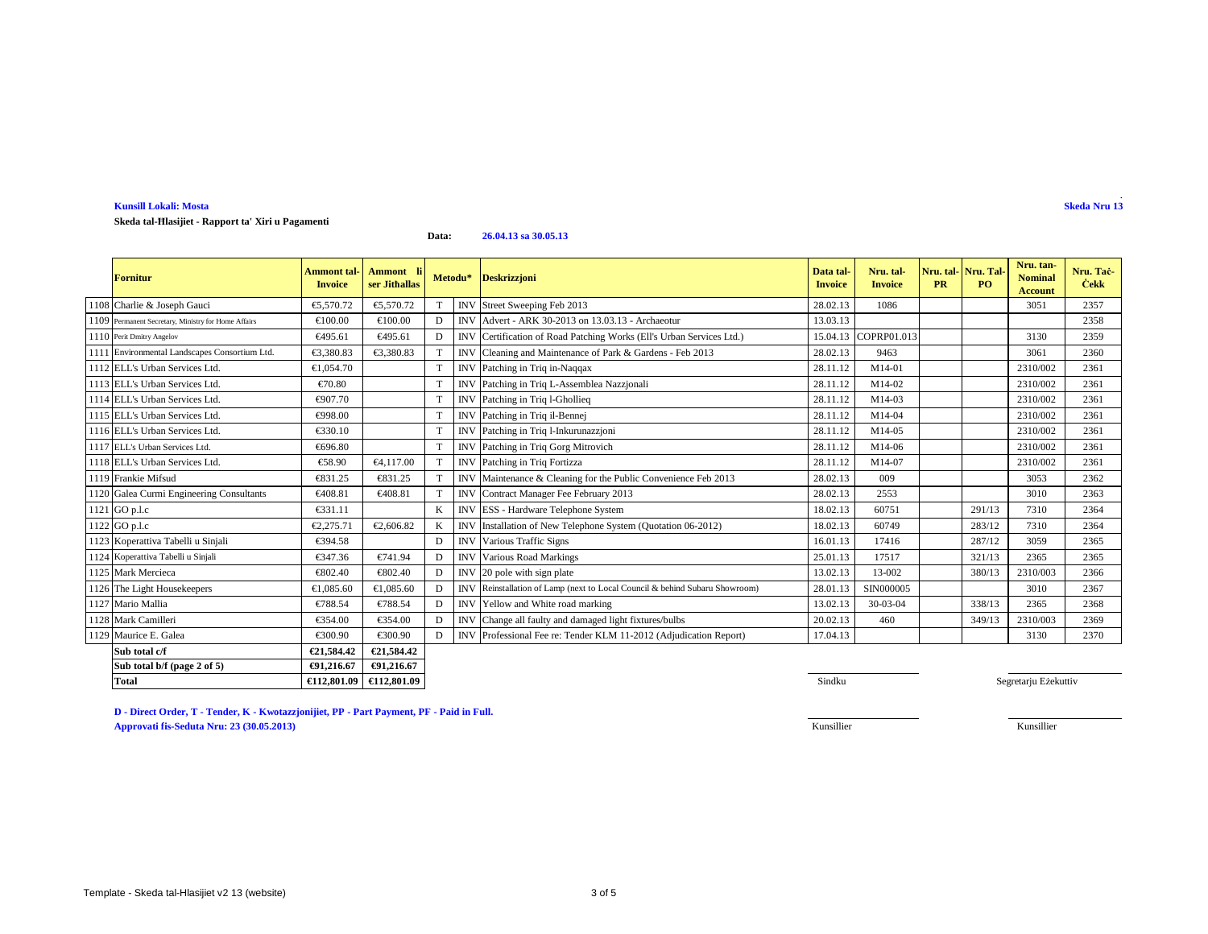**Kunsill Lokali: Mosta** **Skeda Nru 13**

**Skeda tal-Ħlasijiet - Rapport ta' Xiri u Pagamenti**

**Data: 26.04.13 sa 30.05.13**

| | Fornitur | Ammont tal-Invoice | Ammont li ser Jitħallas | Metodu* | | Deskrizzjoni | Data tal-Invoice | Nru. tal-Invoice | Nru. tal-PR | Nru. Tal-PO | Nru. tan-Nominal Account | Nru. Taċ-Ċekk |
|---|---|---|---|---|---|---|---|---|---|---|---|---|
| 1108 | Charlie & Joseph Gauci | €5,570.72 | €5,570.72 | T | INV | Street Sweeping Feb 2013 | 28.02.13 | 1086 | | | 3051 | 2357 |
| 1109 | Permanent Secretary, Ministry for Home Affairs | €100.00 | €100.00 | D | INV | Advert - ARK 30-2013 on 13.03.13 - Archaeotur | 13.03.13 | | | | | 2358 |
| 1110 | Perit Dmitry Angelov | €495.61 | €495.61 | D | INV | Certification of Road Patching Works (Ell's Urban Services Ltd.) | 15.04.13 | COPRP01.013 | | | 3130 | 2359 |
| 1111 | Environmental Landscapes Consortium Ltd. | €3,380.83 | €3,380.83 | T | INV | Cleaning and Maintenance of Park & Gardens - Feb 2013 | 28.02.13 | 9463 | | | 3061 | 2360 |
| 1112 | ELL's Urban Services Ltd. | €1,054.70 | | T | INV | Patching in Triq in-Naqqax | 28.11.12 | M14-01 | | | 2310/002 | 2361 |
| 1113 | ELL's Urban Services Ltd. | €70.80 | | T | INV | Patching in Triq L-Assemblea Nazzjonali | 28.11.12 | M14-02 | | | 2310/002 | 2361 |
| 1114 | ELL's Urban Services Ltd. | €907.70 | | T | INV | Patching in Triq l-Ghollieq | 28.11.12 | M14-03 | | | 2310/002 | 2361 |
| 1115 | ELL's Urban Services Ltd. | €998.00 | | T | INV | Patching in Triq il-Bennej | 28.11.12 | M14-04 | | | 2310/002 | 2361 |
| 1116 | ELL's Urban Services Ltd. | €330.10 | | T | INV | Patching in Triq l-Inkurunazzjoni | 28.11.12 | M14-05 | | | 2310/002 | 2361 |
| 1117 | ELL's Urban Services Ltd. | €696.80 | | T | INV | Patching in Triq Gorg Mitrovich | 28.11.12 | M14-06 | | | 2310/002 | 2361 |
| 1118 | ELL's Urban Services Ltd. | €58.90 | €4,117.00 | T | INV | Patching in Triq Fortizza | 28.11.12 | M14-07 | | | 2310/002 | 2361 |
| 1119 | Frankie Mifsud | €831.25 | €831.25 | T | INV | Maintenance & Cleaning for the Public Convenience Feb 2013 | 28.02.13 | 009 | | | 3053 | 2362 |
| 1120 | Galea Curmi Engineering Consultants | €408.81 | €408.81 | T | INV | Contract Manager Fee February 2013 | 28.02.13 | 2553 | | | 3010 | 2363 |
| 1121 | GO p.l.c | €331.11 | | K | INV | ESS - Hardware Telephone System | 18.02.13 | 60751 | | 291/13 | 7310 | 2364 |
| 1122 | GO p.l.c | €2,275.71 | €2,606.82 | K | INV | Installation of New Telephone System (Quotation 06-2012) | 18.02.13 | 60749 | | 283/12 | 7310 | 2364 |
| 1123 | Koperattiva Tabelli u Sinjali | €394.58 | | D | INV | Various Traffic Signs | 16.01.13 | 17416 | | 287/12 | 3059 | 2365 |
| 1124 | Koperattiva Tabelli u Sinjali | €347.36 | €741.94 | D | INV | Various Road Markings | 25.01.13 | 17517 | | 321/13 | 2365 | 2365 |
| 1125 | Mark Mercieca | €802.40 | €802.40 | D | INV | 20 pole with sign plate | 13.02.13 | 13-002 | | 380/13 | 2310/003 | 2366 |
| 1126 | The Light Housekeepers | €1,085.60 | €1,085.60 | D | INV | Reinstallation of Lamp (next to Local Council & behind Subaru Showroom) | 28.01.13 | SIN000005 | | | 3010 | 2367 |
| 1127 | Mario Mallia | €788.54 | €788.54 | D | INV | Yellow and White road marking | 13.02.13 | 30-03-04 | | 338/13 | 2365 | 2368 |
| 1128 | Mark Camilleri | €354.00 | €354.00 | D | INV | Change all faulty and damaged light fixtures/bulbs | 20.02.13 | 460 | | 349/13 | 2310/003 | 2369 |
| 1129 | Maurice E. Galea | €300.90 | €300.90 | D | INV | Professional Fee re: Tender KLM 11-2012 (Adjudication Report) | 17.04.13 | | | | 3130 | 2370 |
| | **Sub total c/f** | **€21,584.42** | **€21,584.42** | | | | | | | | | |
| | **Sub total b/f (page 2 of 5)** | **€91,216.67** | **€91,216.67** | | | | | | | | | |
| | **Total** | **€112,801.09** | **€112,801.09** | | | | | | | | | |

Sindku                Segretarju Eżekuttiv

Kunsillier                Kunsillier

**D - Direct Order, T - Tender, K - Kwotazzjonijiet, PP - Part Payment, PF - Paid in Full.**

**Approvati fis-Seduta Nru: 23 (30.05.2013)**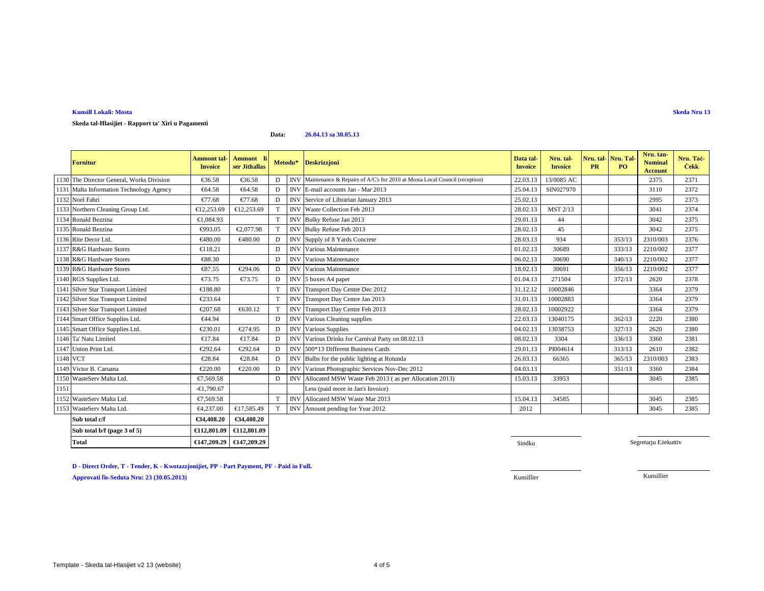**Kunsill Lokali: Mosta**

**Skeda Nru 13**

**Skeda tal-Ħlasijiet - Rapport ta' Xiri u Pagamenti**

**Data: 26.04.13 sa 30.05.13**

| | Fornitur | Ammont tal-Invoice | Ammont li ser Jithallas | Metodu* | | Deskrizzjoni | Data tal-Invoice | Nru. tal-Invoice | Nru. tal-PR | Nru. Tal-PO | Nru. tan-Nominal Account | Nru. Taċ-Ċekk |
|---|---|---|---|---|---|---|---|---|---|---|---|---|
| 1130 | The Director General, Works Division | €36.58 | €36.58 | D | INV | Maintenance & Repairs of A/C's for 2010 at Mosta Local Council (reception) | 22.03.13 | 13/0085 AC | | | 2375 | 2371 |
| 1131 | Malta Information Technology Agency | €64.58 | €64.58 | D | INV | E-mail accounts Jan - Mar 2013 | 25.04.13 | SIN027970 | | | 3110 | 2372 |
| 1132 | Noel Fabri | €77.68 | €77.68 | D | INV | Service of Librarian January 2013 | 25.02.13 | | | | 2995 | 2373 |
| 1133 | Northern Cleaning Group Ltd. | €12,253.69 | €12,253.69 | T | INV | Waste Collection Feb 2013 | 28.02.13 | MST 2/13 | | | 3041 | 2374 |
| 1134 | Ronald Bezzina | €1,084.93 | | T | INV | Bulky Refuse Jan 2013 | 29.01.13 | 44 | | | 3042 | 2375 |
| 1135 | Ronald Bezzina | €993.05 | €2,077.98 | T | INV | Bulky Refuse Feb 2013 | 28.02.13 | 45 | | | 3042 | 2375 |
| 1136 | Rite Decor Ltd. | €480.00 | €480.00 | D | INV | Supply of 8 Yards Concrete | 28.03.13 | 934 | | 353/13 | 2310/003 | 2376 |
| 1137 | R&G Hardware Stores | €118.21 | | D | INV | Various Maintenance | 01.02.13 | 30689 | | 333/13 | 2210/002 | 2377 |
| 1138 | R&G Hardware Stores | €88.30 | | D | INV | Various Maintenance | 06.02.13 | 30690 | | 340/13 | 2210/002 | 2377 |
| 1139 | R&G Hardware Stores | €87.55 | €294.06 | D | INV | Various Maintenance | 18.02.13 | 30691 | | 356/13 | 2210/002 | 2377 |
| 1140 | RGS Supplies Ltd. | €73.75 | €73.75 | D | INV | 5 boxes A4 paper | 01.04.13 | 271504 | | 372/13 | 2620 | 2378 |
| 1141 | Silver Star Transport Limited | €188.80 | | T | INV | Transport Day Centre Dec 2012 | 31.12.12 | 10002846 | | | 3364 | 2379 |
| 1142 | Silver Star Transport Limited | €233.64 | | T | INV | Transport Day Centre Jan 2013 | 31.01.13 | 10002883 | | | 3364 | 2379 |
| 1143 | Silver Star Transport Limited | €207.68 | €630.12 | T | INV | Transport Day Centre Feb 2013 | 28.02.13 | 10002922 | | | 3364 | 2379 |
| 1144 | Smart Office Supplies Ltd. | €44.94 | | D | INV | Various Cleaning supplies | 22.03.13 | 13040175 | | 362/13 | 2220 | 2380 |
| 1145 | Smart Office Supplies Ltd. | €230.01 | €274.95 | D | INV | Various Supplies | 04.02.13 | 13038753 | | 327/13 | 2620 | 2380 |
| 1146 | Ta' Natu Limited | €17.84 | €17.84 | D | INV | Various Drinks for Carnival Party on 08.02.13 | 08.02.13 | 3304 | | 336/13 | 3360 | 2381 |
| 1147 | Union Print Ltd. | €292.64 | €292.64 | D | INV | 500*13 Different Business Cards | 29.01.13 | PI004614 | | 313/13 | 2610 | 2382 |
| 1148 | VCT | €28.84 | €28.84 | D | INV | Bulbs for the public lighting at Rotunda | 26.03.13 | 66365 | | 365/13 | 2310/003 | 2383 |
| 1149 | Victor B. Caruana | €220.00 | €220.00 | D | INV | Various Photographic Services Nov-Dec 2012 | 04.03.13 | | | 351/13 | 3360 | 2384 |
| 1150 | WasteServ Malta Ltd. | €7,569.58 | | D | INV | Allocated MSW Waste Feb 2013 ( as per Allocation 2013) | 15.03.13 | 33953 | | | 3045 | 2385 |
| 1151 | | -€1,790.67 | | | | Less (paid more in Jan's Invoice) | | | | | | |
| 1152 | WasteServ Malta Ltd. | €7,569.58 | | T | INV | Allocated MSW Waste Mar 2013 | 15.04.13 | 34585 | | | 3045 | 2385 |
| 1153 | WasteServ Malta Ltd. | €4,237.00 | €17,585.49 | T | INV | Amount pending for Year 2012 | 2012 | | | | 3045 | 2385 |
| | **Sub total c/f** | **€34,408.20** | **€34,408.20** | | | | | | | | | |
| | **Sub total b/f (page 3 of 5)** | **€112,801.09** | **€112,801.09** | | | | | | | | | |
| | **Total** | **€147,209.29** | **€147,209.29** | | | | | | | | | |

Sindku &nbsp;&nbsp;&nbsp;&nbsp; Segretarju Eżekuttiv

Kunsillier &nbsp;&nbsp;&nbsp;&nbsp; Kunsillier

**D - Direct Order, T - Tender, K - Kwotazzjonijiet, PP - Part Payment, PF - Paid in Full.**

**Approvati fis-Seduta Nru: 23 (30.05.2013)**

Template - Skeda tal-Hlasijiet v2 13 (website)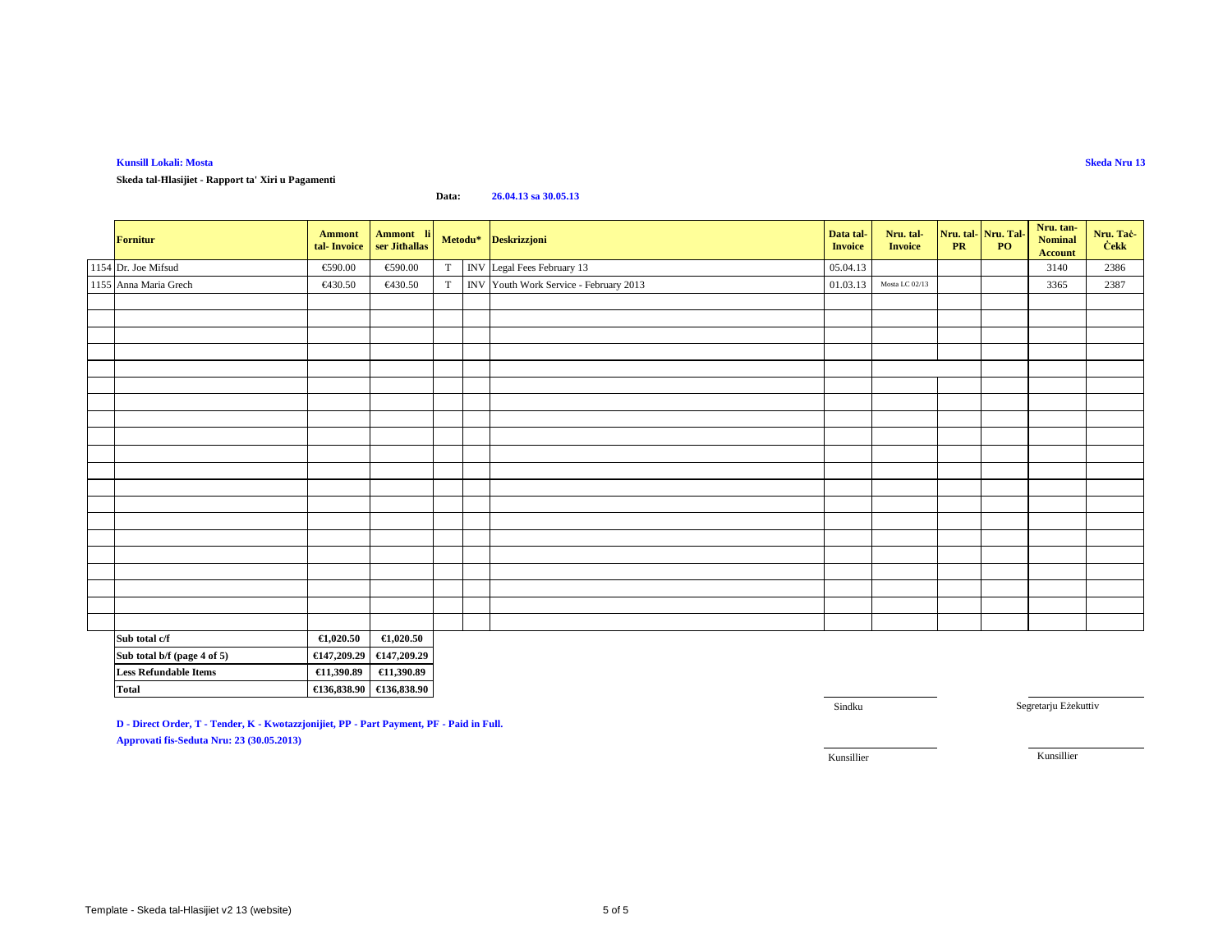**Kunsill Lokali: Mosta**

**Skeda Nru 13**

**Skeda tal-Ħlasijiet - Rapport ta' Xiri u Pagamenti**

**Data:** **26.04.13 sa 30.05.13**

| | Fornitur | Ammont tal- Invoice | Ammont li ser Jithallas | Metodu* | | Deskrizzjoni | Data tal-Invoice | Nru. tal-Invoice | Nru. tal-PR | Nru. Tal-PO | Nru. tan-Nominal Account | Nru. Taċ-Ċekk |
|---|---|---|---|---|---|---|---|---|---|---|---|---|
| 1154 | Dr. Joe Mifsud | €590.00 | €590.00 | T | INV | Legal Fees February 13 | 05.04.13 | | | | 3140 | 2386 |
| 1155 | Anna Maria Grech | €430.50 | €430.50 | T | INV | Youth Work Service - February 2013 | 01.03.13 | Mosta LC 02/13 | | | 3365 | 2387 |

| | | |
|---|---|---|
| **Sub total c/f** | **€1,020.50** | **€1,020.50** |
| **Sub total b/f (page 4 of 5)** | **€147,209.29** | **€147,209.29** |
| **Less Refundable Items** | **€11,390.89** | **€11,390.89** |
| **Total** | **€136,838.90** | **€136,838.90** |

Sindku

Segretarju Eżekuttiv

**D - Direct Order, T - Tender, K - Kwotazzjonijiet, PP - Part Payment, PF - Paid in Full.**

**Approvati fis-Seduta Nru: 23 (30.05.2013)**

Kunsillier

Kunsillier

Template - Skeda tal-Hlasijiet v2 13 (website)